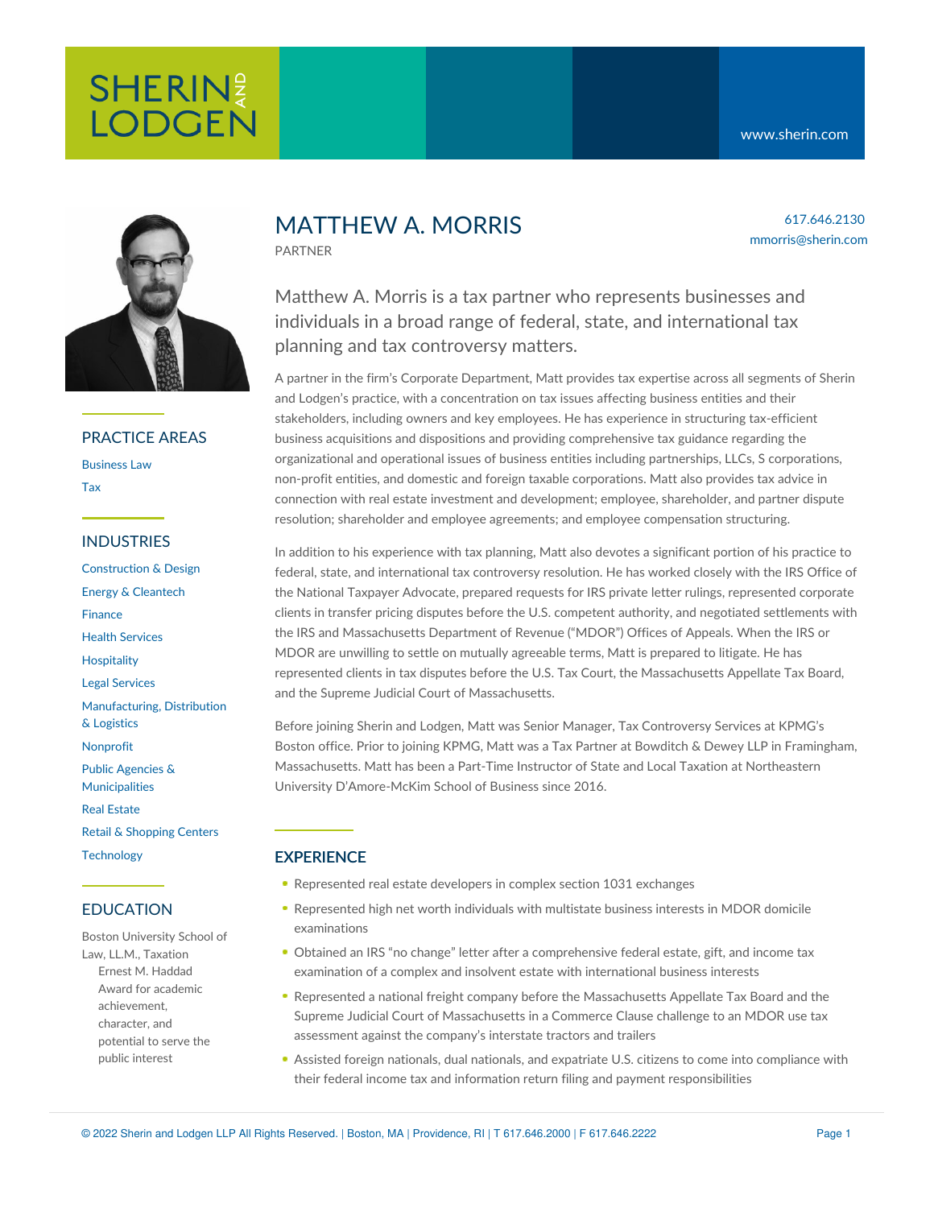SHERIN AND LODGEN

www.sherin.com

# MATTHEW A. MORRIS

PARTNER

617.646.2130
mmorris@sherin.com

Matthew A. Morris is a tax partner who represents businesses and individuals in a broad range of federal, state, and international tax planning and tax controversy matters.

A partner in the firm's Corporate Department, Matt provides tax expertise across all segments of Sherin and Lodgen's practice, with a concentration on tax issues affecting business entities and their stakeholders, including owners and key employees. He has experience in structuring tax-efficient business acquisitions and dispositions and providing comprehensive tax guidance regarding the organizational and operational issues of business entities including partnerships, LLCs, S corporations, non-profit entities, and domestic and foreign taxable corporations. Matt also provides tax advice in connection with real estate investment and development; employee, shareholder, and partner dispute resolution; shareholder and employee agreements; and employee compensation structuring.

In addition to his experience with tax planning, Matt also devotes a significant portion of his practice to federal, state, and international tax controversy resolution. He has worked closely with the IRS Office of the National Taxpayer Advocate, prepared requests for IRS private letter rulings, represented corporate clients in transfer pricing disputes before the U.S. competent authority, and negotiated settlements with the IRS and Massachusetts Department of Revenue ("MDOR") Offices of Appeals. When the IRS or MDOR are unwilling to settle on mutually agreeable terms, Matt is prepared to litigate. He has represented clients in tax disputes before the U.S. Tax Court, the Massachusetts Appellate Tax Board, and the Supreme Judicial Court of Massachusetts.

Before joining Sherin and Lodgen, Matt was Senior Manager, Tax Controversy Services at KPMG's Boston office. Prior to joining KPMG, Matt was a Tax Partner at Bowditch & Dewey LLP in Framingham, Massachusetts. Matt has been a Part-Time Instructor of State and Local Taxation at Northeastern University D'Amore-McKim School of Business since 2016.

## EXPERIENCE

- Represented real estate developers in complex section 1031 exchanges
- Represented high net worth individuals with multistate business interests in MDOR domicile examinations
- Obtained an IRS "no change" letter after a comprehensive federal estate, gift, and income tax examination of a complex and insolvent estate with international business interests
- Represented a national freight company before the Massachusetts Appellate Tax Board and the Supreme Judicial Court of Massachusetts in a Commerce Clause challenge to an MDOR use tax assessment against the company's interstate tractors and trailers
- Assisted foreign nationals, dual nationals, and expatriate U.S. citizens to come into compliance with their federal income tax and information return filing and payment responsibilities

## PRACTICE AREAS

- Business Law
- Tax

## INDUSTRIES

- Construction & Design
- Energy & Cleantech
- Finance
- Health Services
- Hospitality
- Legal Services
- Manufacturing, Distribution & Logistics
- Nonprofit
- Public Agencies & Municipalities
- Real Estate
- Retail & Shopping Centers
- Technology

## EDUCATION

Boston University School of Law, LL.M., Taxation
- Ernest M. Haddad Award for academic achievement, character, and potential to serve the public interest

© 2022 Sherin and Lodgen LLP All Rights Reserved. | Boston, MA | Providence, RI | T 617.646.2000 | F 617.646.2222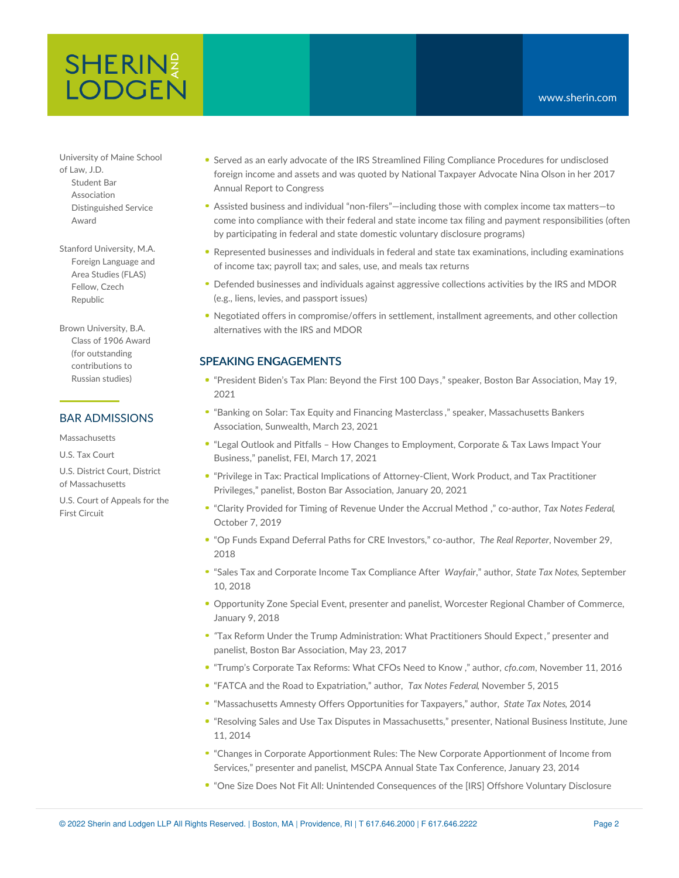University of Maine School of Law, J.D.
Student Bar Association Distinguished Service Award

Stanford University, M.A.
Foreign Language and Area Studies (FLAS) Fellow, Czech Republic

Brown University, B.A.
Class of 1906 Award (for outstanding contributions to Russian studies)

## BAR ADMISSIONS

Massachusetts

U.S. Tax Court

U.S. District Court, District of Massachusetts

U.S. Court of Appeals for the First Circuit

- Served as an early advocate of the IRS Streamlined Filing Compliance Procedures for undisclosed foreign income and assets and was quoted by National Taxpayer Advocate Nina Olson in her 2017 Annual Report to Congress
- Assisted business and individual "non-filers"—including those with complex income tax matters—to come into compliance with their federal and state income tax filing and payment responsibilities (often by participating in federal and state domestic voluntary disclosure programs)
- Represented businesses and individuals in federal and state tax examinations, including examinations of income tax; payroll tax; and sales, use, and meals tax returns
- Defended businesses and individuals against aggressive collections activities by the IRS and MDOR (e.g., liens, levies, and passport issues)
- Negotiated offers in compromise/offers in settlement, installment agreements, and other collection alternatives with the IRS and MDOR

## SPEAKING ENGAGEMENTS

- "President Biden's Tax Plan: Beyond the First 100 Days," speaker, Boston Bar Association, May 19, 2021
- "Banking on Solar: Tax Equity and Financing Masterclass," speaker, Massachusetts Bankers Association, Sunwealth, March 23, 2021
- "Legal Outlook and Pitfalls – How Changes to Employment, Corporate & Tax Laws Impact Your Business," panelist, FEI, March 17, 2021
- "Privilege in Tax: Practical Implications of Attorney-Client, Work Product, and Tax Practitioner Privileges," panelist, Boston Bar Association, January 20, 2021
- "Clarity Provided for Timing of Revenue Under the Accrual Method," co-author, *Tax Notes Federal*, October 7, 2019
- "Op Funds Expand Deferral Paths for CRE Investors," co-author, *The Real Reporter*, November 29, 2018
- "Sales Tax and Corporate Income Tax Compliance After *Wayfair*," author, *State Tax Notes*, September 10, 2018
- Opportunity Zone Special Event, presenter and panelist, Worcester Regional Chamber of Commerce, January 9, 2018
- "Tax Reform Under the Trump Administration: What Practitioners Should Expect," presenter and panelist, Boston Bar Association, May 23, 2017
- "Trump's Corporate Tax Reforms: What CFOs Need to Know," author, *cfo.com*, November 11, 2016
- "FATCA and the Road to Expatriation," author, *Tax Notes Federal*, November 5, 2015
- "Massachusetts Amnesty Offers Opportunities for Taxpayers," author, *State Tax Notes*, 2014
- "Resolving Sales and Use Tax Disputes in Massachusetts," presenter, National Business Institute, June 11, 2014
- "Changes in Corporate Apportionment Rules: The New Corporate Apportionment of Income from Services," presenter and panelist, MSCPA Annual State Tax Conference, January 23, 2014
- "One Size Does Not Fit All: Unintended Consequences of the [IRS] Offshore Voluntary Disclosure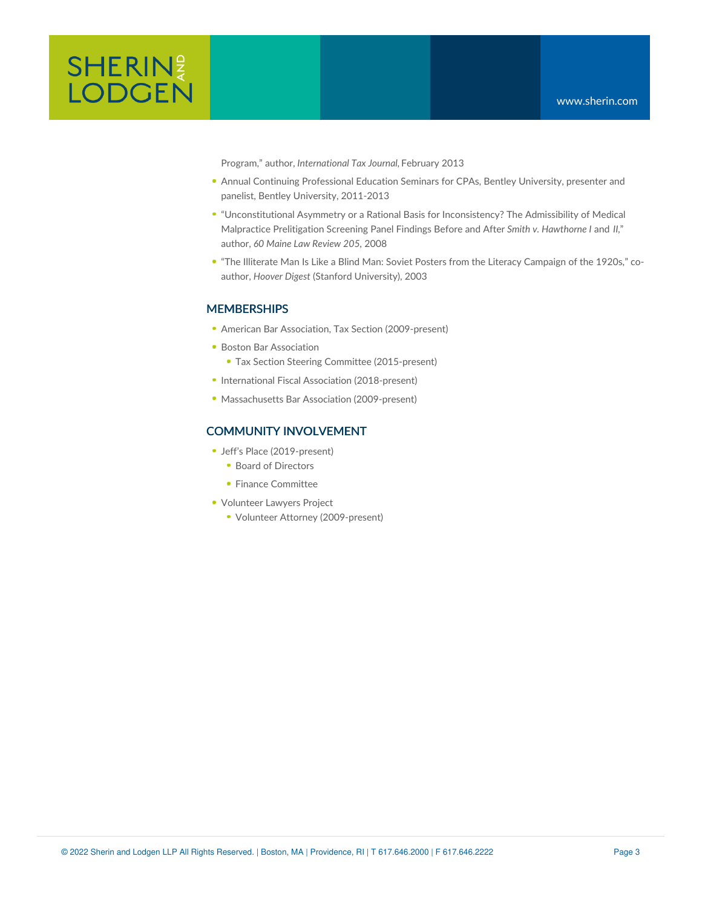Program," author, *International Tax Journal*, February 2013

- Annual Continuing Professional Education Seminars for CPAs, Bentley University, presenter and panelist, Bentley University, 2011-2013
- "Unconstitutional Asymmetry or a Rational Basis for Inconsistency? The Admissibility of Medical Malpractice Prelitigation Screening Panel Findings Before and After *Smith v. Hawthorne I* and *II*," author, *60 Maine Law Review 205*, 2008
- "The Illiterate Man Is Like a Blind Man: Soviet Posters from the Literacy Campaign of the 1920s," co-author, *Hoover Digest* (Stanford University), 2003

## MEMBERSHIPS

- American Bar Association, Tax Section (2009-present)
- Boston Bar Association
  - Tax Section Steering Committee (2015-present)
- International Fiscal Association (2018-present)
- Massachusetts Bar Association (2009-present)

## COMMUNITY INVOLVEMENT

- Jeff's Place (2019-present)
  - Board of Directors
  - Finance Committee
- Volunteer Lawyers Project
  - Volunteer Attorney (2009-present)